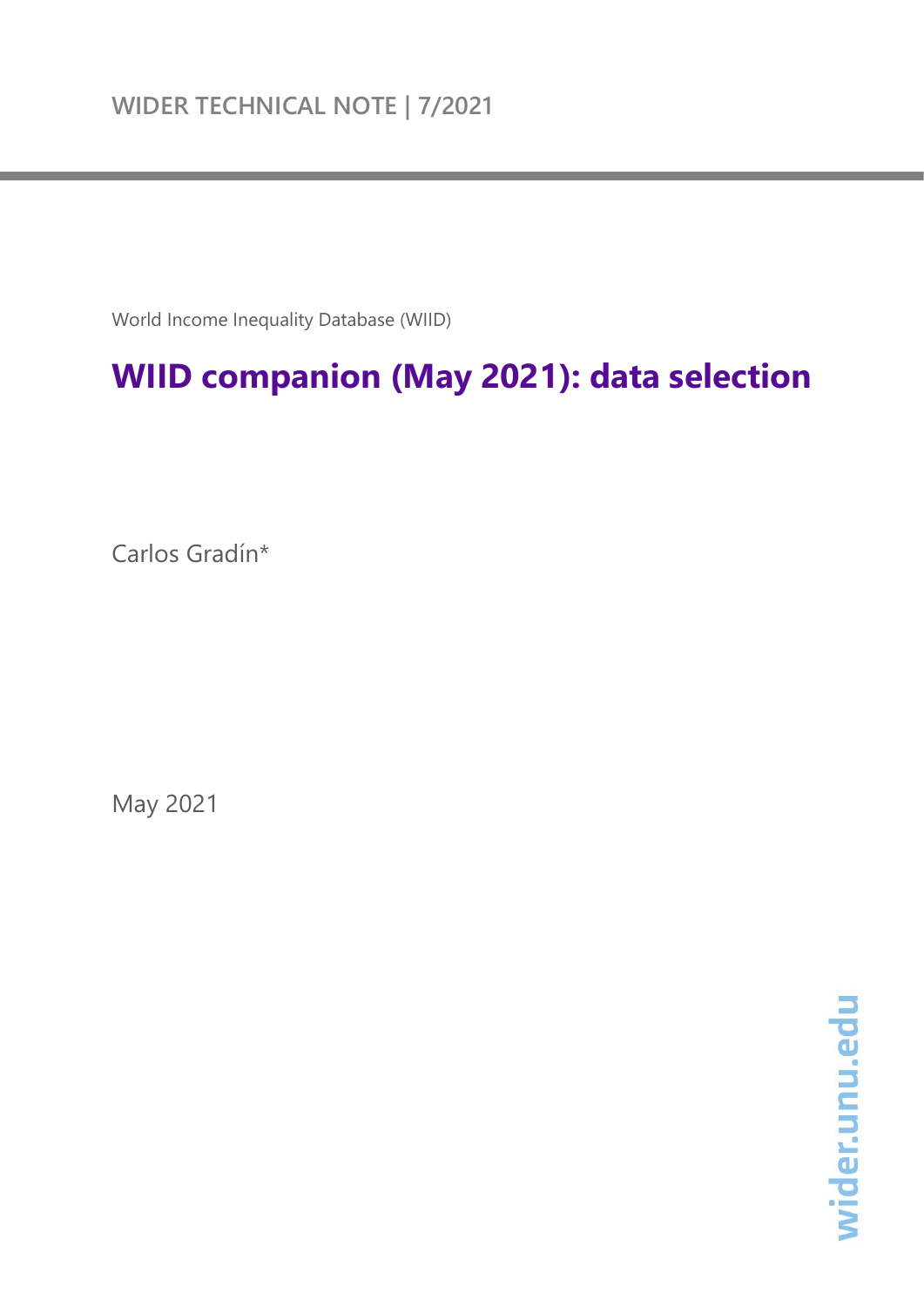WIDER TECHNICAL NOTE | 7/2021

World Income Inequality Database (WIID)

# WIID companion (May 2021): data selection

Carlos Gradín*

May 2021

wider.unu.edu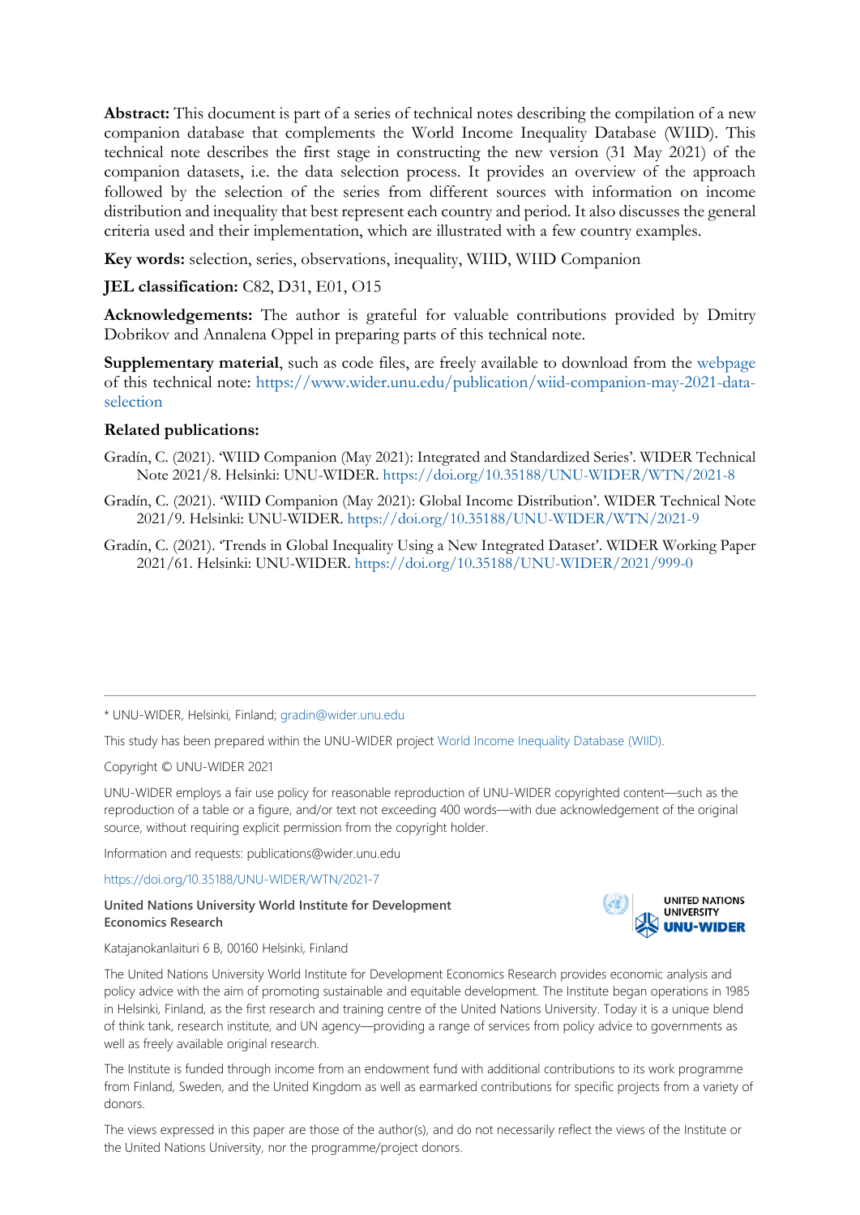**Abstract:** This document is part of a series of technical notes describing the compilation of a new companion database that complements the World Income Inequality Database (WIID). This technical note describes the first stage in constructing the new version (31 May 2021) of the companion datasets, i.e. the data selection process. It provides an overview of the approach followed by the selection of the series from different sources with information on income distribution and inequality that best represent each country and period. It also discusses the general criteria used and their implementation, which are illustrated with a few country examples.

**Key words:** selection, series, observations, inequality, WIID, WIID Companion

**JEL classification:** C82, D31, E01, O15

**Acknowledgements:** The author is grateful for valuable contributions provided by Dmitry Dobrikov and Annalena Oppel in preparing parts of this technical note.

**Supplementary material**, such as code files, are freely available to download from the webpage of this technical note: https://www.wider.unu.edu/publication/wiid-companion-may-2021-data-selection

**Related publications:**

Gradín, C. (2021). 'WIID Companion (May 2021): Integrated and Standardized Series'. WIDER Technical Note 2021/8. Helsinki: UNU-WIDER. https://doi.org/10.35188/UNU-WIDER/WTN/2021-8

Gradín, C. (2021). 'WIID Companion (May 2021): Global Income Distribution'. WIDER Technical Note 2021/9. Helsinki: UNU-WIDER. https://doi.org/10.35188/UNU-WIDER/WTN/2021-9

Gradín, C. (2021). 'Trends in Global Inequality Using a New Integrated Dataset'. WIDER Working Paper 2021/61. Helsinki: UNU-WIDER. https://doi.org/10.35188/UNU-WIDER/2021/999-0

---

\* UNU-WIDER, Helsinki, Finland; gradin@wider.unu.edu

This study has been prepared within the UNU-WIDER project World Income Inequality Database (WIID).

Copyright © UNU-WIDER 2021

UNU-WIDER employs a fair use policy for reasonable reproduction of UNU-WIDER copyrighted content—such as the reproduction of a table or a figure, and/or text not exceeding 400 words—with due acknowledgement of the original source, without requiring explicit permission from the copyright holder.

Information and requests: publications@wider.unu.edu

https://doi.org/10.35188/UNU-WIDER/WTN/2021-7

**United Nations University World Institute for Development Economics Research**

Katajanokanlaituri 6 B, 00160 Helsinki, Finland

The United Nations University World Institute for Development Economics Research provides economic analysis and policy advice with the aim of promoting sustainable and equitable development. The Institute began operations in 1985 in Helsinki, Finland, as the first research and training centre of the United Nations University. Today it is a unique blend of think tank, research institute, and UN agency—providing a range of services from policy advice to governments as well as freely available original research.

The Institute is funded through income from an endowment fund with additional contributions to its work programme from Finland, Sweden, and the United Kingdom as well as earmarked contributions for specific projects from a variety of donors.

The views expressed in this paper are those of the author(s), and do not necessarily reflect the views of the Institute or the United Nations University, nor the programme/project donors.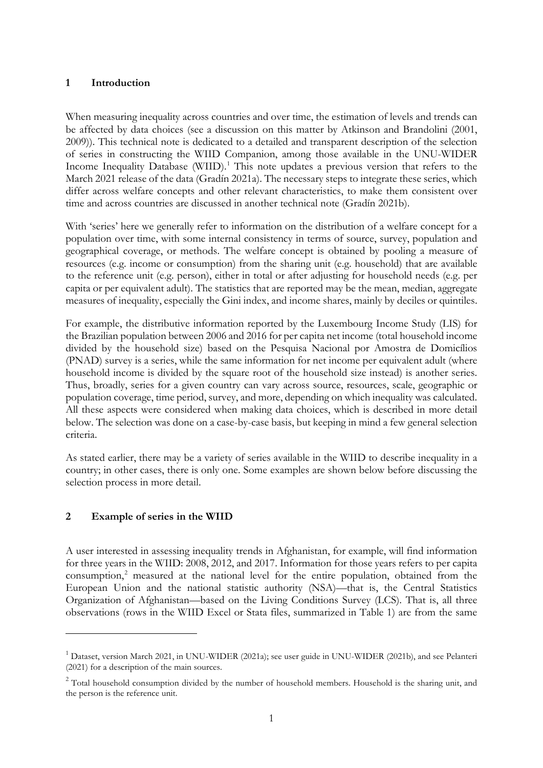## 1 Introduction

When measuring inequality across countries and over time, the estimation of levels and trends can be affected by data choices (see a discussion on this matter by Atkinson and Brandolini (2001, 2009)). This technical note is dedicated to a detailed and transparent description of the selection of series in constructing the WIID Companion, among those available in the UNU-WIDER Income Inequality Database (WIID).[1] This note updates a previous version that refers to the March 2021 release of the data (Gradín 2021a). The necessary steps to integrate these series, which differ across welfare concepts and other relevant characteristics, to make them consistent over time and across countries are discussed in another technical note (Gradín 2021b).

With 'series' here we generally refer to information on the distribution of a welfare concept for a population over time, with some internal consistency in terms of source, survey, population and geographical coverage, or methods. The welfare concept is obtained by pooling a measure of resources (e.g. income or consumption) from the sharing unit (e.g. household) that are available to the reference unit (e.g. person), either in total or after adjusting for household needs (e.g. per capita or per equivalent adult). The statistics that are reported may be the mean, median, aggregate measures of inequality, especially the Gini index, and income shares, mainly by deciles or quintiles.

For example, the distributive information reported by the Luxembourg Income Study (LIS) for the Brazilian population between 2006 and 2016 for per capita net income (total household income divided by the household size) based on the Pesquisa Nacional por Amostra de Domicílios (PNAD) survey is a series, while the same information for net income per equivalent adult (where household income is divided by the square root of the household size instead) is another series. Thus, broadly, series for a given country can vary across source, resources, scale, geographic or population coverage, time period, survey, and more, depending on which inequality was calculated. All these aspects were considered when making data choices, which is described in more detail below. The selection was done on a case-by-case basis, but keeping in mind a few general selection criteria.

As stated earlier, there may be a variety of series available in the WIID to describe inequality in a country; in other cases, there is only one. Some examples are shown below before discussing the selection process in more detail.

## 2 Example of series in the WIID

A user interested in assessing inequality trends in Afghanistan, for example, will find information for three years in the WIID: 2008, 2012, and 2017. Information for those years refers to per capita consumption,[2] measured at the national level for the entire population, obtained from the European Union and the national statistic authority (NSA)—that is, the Central Statistics Organization of Afghanistan—based on the Living Conditions Survey (LCS). That is, all three observations (rows in the WIID Excel or Stata files, summarized in Table 1) are from the same

[1] Dataset, version March 2021, in UNU-WIDER (2021a); see user guide in UNU-WIDER (2021b), and see Pelanteri (2021) for a description of the main sources.

[2] Total household consumption divided by the number of household members. Household is the sharing unit, and the person is the reference unit.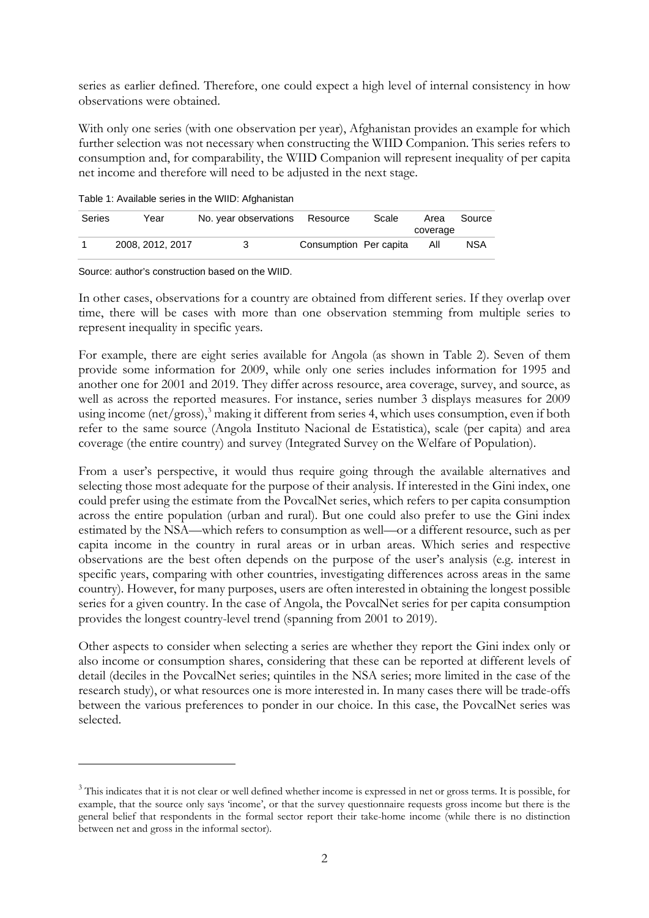series as earlier defined. Therefore, one could expect a high level of internal consistency in how observations were obtained.

With only one series (with one observation per year), Afghanistan provides an example for which further selection was not necessary when constructing the WIID Companion. This series refers to consumption and, for comparability, the WIID Companion will represent inequality of per capita net income and therefore will need to be adjusted in the next stage.

Table 1: Available series in the WIID: Afghanistan

| Series | Year | No. year observations | Resource | Scale | Area coverage | Source |
|---|---|---|---|---|---|---|
| 1 | 2008, 2012, 2017 | 3 | Consumption | Per capita | All | NSA |

Source: author's construction based on the WIID.

In other cases, observations for a country are obtained from different series. If they overlap over time, there will be cases with more than one observation stemming from multiple series to represent inequality in specific years.

For example, there are eight series available for Angola (as shown in Table 2). Seven of them provide some information for 2009, while only one series includes information for 1995 and another one for 2001 and 2019. They differ across resource, area coverage, survey, and source, as well as across the reported measures. For instance, series number 3 displays measures for 2009 using income (net/gross),[3] making it different from series 4, which uses consumption, even if both refer to the same source (Angola Instituto Nacional de Estatistica), scale (per capita) and area coverage (the entire country) and survey (Integrated Survey on the Welfare of Population).

From a user's perspective, it would thus require going through the available alternatives and selecting those most adequate for the purpose of their analysis. If interested in the Gini index, one could prefer using the estimate from the PovcalNet series, which refers to per capita consumption across the entire population (urban and rural). But one could also prefer to use the Gini index estimated by the NSA—which refers to consumption as well—or a different resource, such as per capita income in the country in rural areas or in urban areas. Which series and respective observations are the best often depends on the purpose of the user's analysis (e.g. interest in specific years, comparing with other countries, investigating differences across areas in the same country). However, for many purposes, users are often interested in obtaining the longest possible series for a given country. In the case of Angola, the PovcalNet series for per capita consumption provides the longest country-level trend (spanning from 2001 to 2019).

Other aspects to consider when selecting a series are whether they report the Gini index only or also income or consumption shares, considering that these can be reported at different levels of detail (deciles in the PovcalNet series; quintiles in the NSA series; more limited in the case of the research study), or what resources one is more interested in. In many cases there will be trade-offs between the various preferences to ponder in our choice. In this case, the PovcalNet series was selected.

[3] This indicates that it is not clear or well defined whether income is expressed in net or gross terms. It is possible, for example, that the source only says 'income', or that the survey questionnaire requests gross income but there is the general belief that respondents in the formal sector report their take-home income (while there is no distinction between net and gross in the informal sector).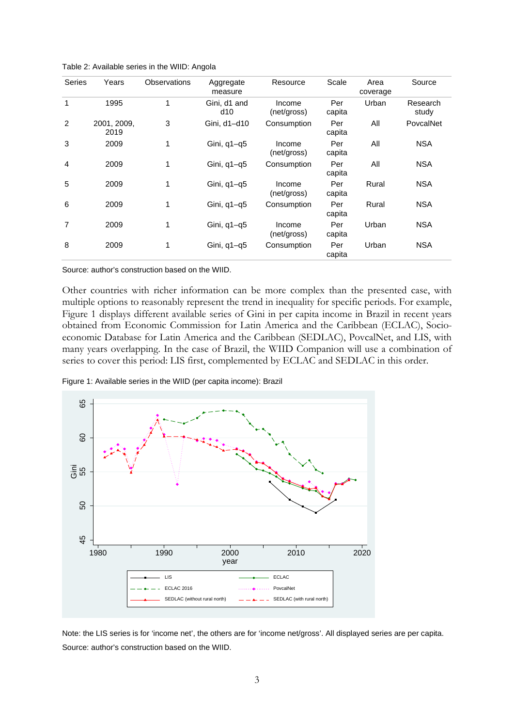Table 2: Available series in the WIID: Angola

| Series | Years | Observations | Aggregate measure | Resource | Scale | Area coverage | Source |
|---|---|---|---|---|---|---|---|
| 1 | 1995 | 1 | Gini, d1 and d10 | Income (net/gross) | Per capita | Urban | Research study |
| 2 | 2001, 2009, 2019 | 3 | Gini, d1–d10 | Consumption | Per capita | All | PovcalNet |
| 3 | 2009 | 1 | Gini, q1–q5 | Income (net/gross) | Per capita | All | NSA |
| 4 | 2009 | 1 | Gini, q1–q5 | Consumption | Per capita | All | NSA |
| 5 | 2009 | 1 | Gini, q1–q5 | Income (net/gross) | Per capita | Rural | NSA |
| 6 | 2009 | 1 | Gini, q1–q5 | Consumption | Per capita | Rural | NSA |
| 7 | 2009 | 1 | Gini, q1–q5 | Income (net/gross) | Per capita | Urban | NSA |
| 8 | 2009 | 1 | Gini, q1–q5 | Consumption | Per capita | Urban | NSA |

Source: author's construction based on the WIID.

Other countries with richer information can be more complex than the presented case, with multiple options to reasonably represent the trend in inequality for specific periods. For example, Figure 1 displays different available series of Gini in per capita income in Brazil in recent years obtained from Economic Commission for Latin America and the Caribbean (ECLAC), Socio-economic Database for Latin America and the Caribbean (SEDLAC), PovcalNet, and LIS, with many years overlapping. In the case of Brazil, the WIID Companion will use a combination of series to cover this period: LIS first, complemented by ECLAC and SEDLAC in this order.

Figure 1: Available series in the WIID (per capita income): Brazil

Note: the LIS series is for 'income net', the others are for 'income net/gross'. All displayed series are per capita.

Source: author's construction based on the WIID.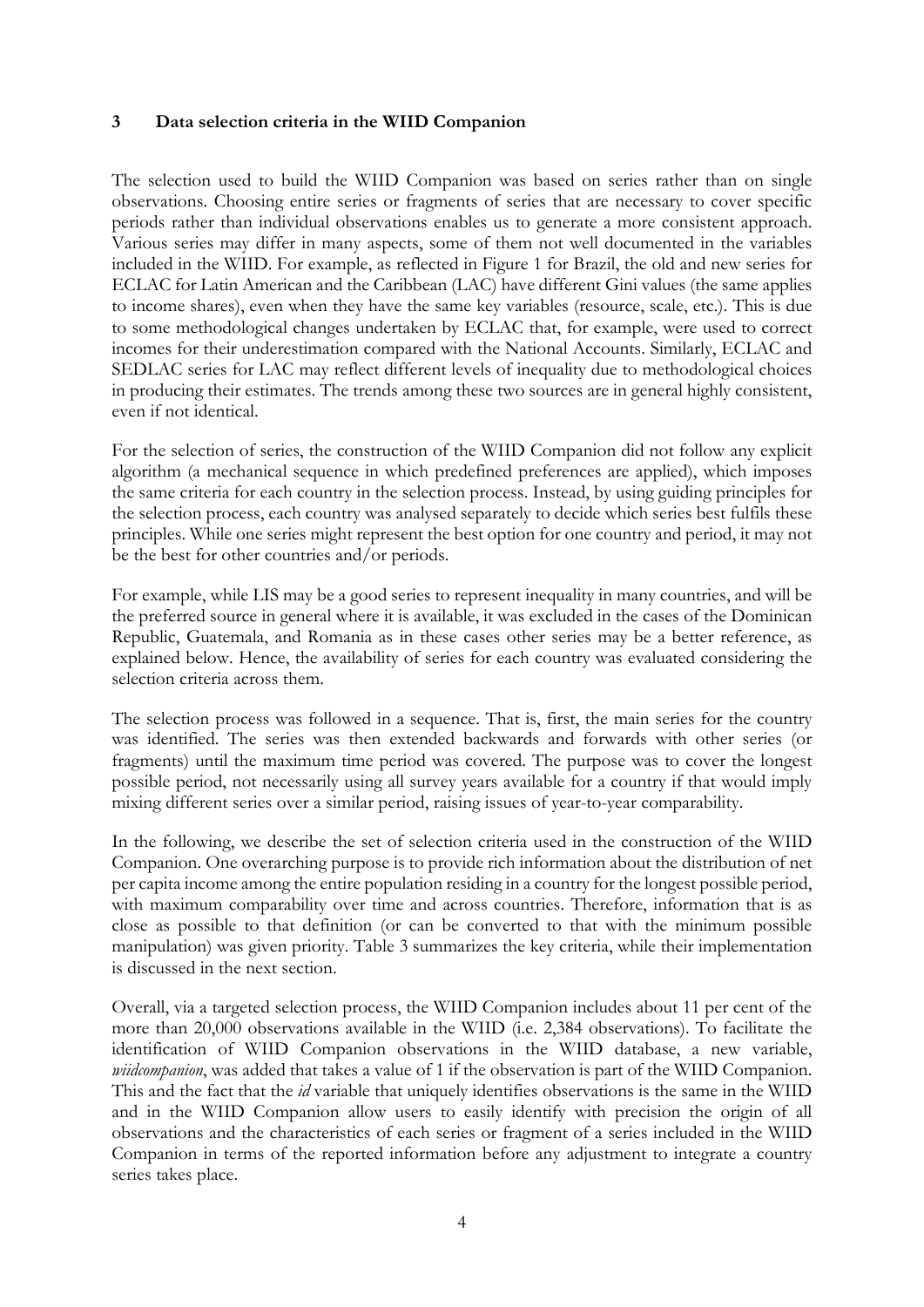## 3 Data selection criteria in the WIID Companion

The selection used to build the WIID Companion was based on series rather than on single observations. Choosing entire series or fragments of series that are necessary to cover specific periods rather than individual observations enables us to generate a more consistent approach. Various series may differ in many aspects, some of them not well documented in the variables included in the WIID. For example, as reflected in Figure 1 for Brazil, the old and new series for ECLAC for Latin American and the Caribbean (LAC) have different Gini values (the same applies to income shares), even when they have the same key variables (resource, scale, etc.). This is due to some methodological changes undertaken by ECLAC that, for example, were used to correct incomes for their underestimation compared with the National Accounts. Similarly, ECLAC and SEDLAC series for LAC may reflect different levels of inequality due to methodological choices in producing their estimates. The trends among these two sources are in general highly consistent, even if not identical.

For the selection of series, the construction of the WIID Companion did not follow any explicit algorithm (a mechanical sequence in which predefined preferences are applied), which imposes the same criteria for each country in the selection process. Instead, by using guiding principles for the selection process, each country was analysed separately to decide which series best fulfils these principles. While one series might represent the best option for one country and period, it may not be the best for other countries and/or periods.

For example, while LIS may be a good series to represent inequality in many countries, and will be the preferred source in general where it is available, it was excluded in the cases of the Dominican Republic, Guatemala, and Romania as in these cases other series may be a better reference, as explained below. Hence, the availability of series for each country was evaluated considering the selection criteria across them.

The selection process was followed in a sequence. That is, first, the main series for the country was identified. The series was then extended backwards and forwards with other series (or fragments) until the maximum time period was covered. The purpose was to cover the longest possible period, not necessarily using all survey years available for a country if that would imply mixing different series over a similar period, raising issues of year-to-year comparability.

In the following, we describe the set of selection criteria used in the construction of the WIID Companion. One overarching purpose is to provide rich information about the distribution of net per capita income among the entire population residing in a country for the longest possible period, with maximum comparability over time and across countries. Therefore, information that is as close as possible to that definition (or can be converted to that with the minimum possible manipulation) was given priority. Table 3 summarizes the key criteria, while their implementation is discussed in the next section.

Overall, via a targeted selection process, the WIID Companion includes about 11 per cent of the more than 20,000 observations available in the WIID (i.e. 2,384 observations). To facilitate the identification of WIID Companion observations in the WIID database, a new variable, *wiidcompanion*, was added that takes a value of 1 if the observation is part of the WIID Companion. This and the fact that the *id* variable that uniquely identifies observations is the same in the WIID and in the WIID Companion allow users to easily identify with precision the origin of all observations and the characteristics of each series or fragment of a series included in the WIID Companion in terms of the reported information before any adjustment to integrate a country series takes place.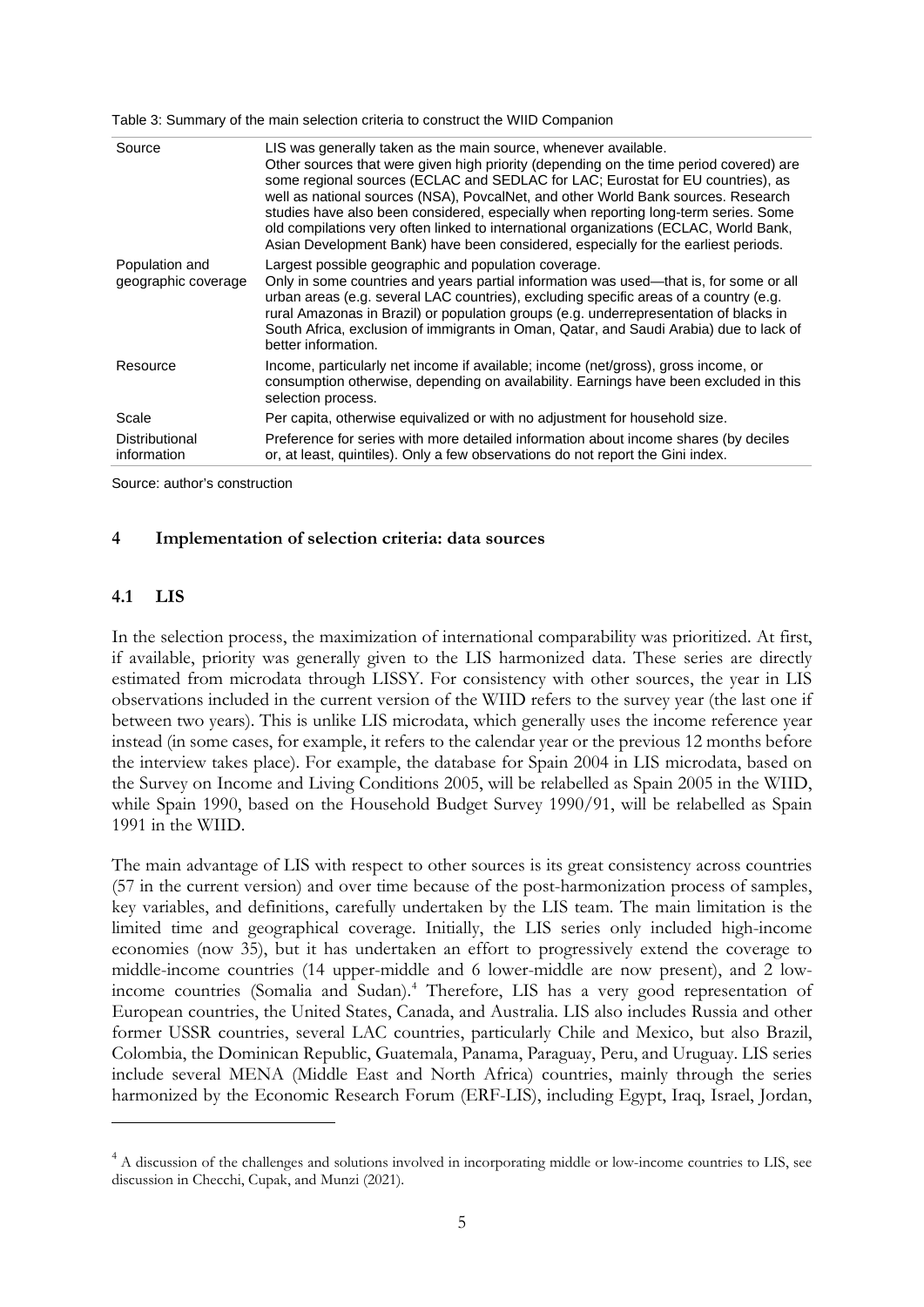Table 3: Summary of the main selection criteria to construct the WIID Companion

| | |
|---|---|
| Source | LIS was generally taken as the main source, whenever available. Other sources that were given high priority (depending on the time period covered) are some regional sources (ECLAC and SEDLAC for LAC; Eurostat for EU countries), as well as national sources (NSA), PovcalNet, and other World Bank sources. Research studies have also been considered, especially when reporting long-term series. Some old compilations very often linked to international organizations (ECLAC, World Bank, Asian Development Bank) have been considered, especially for the earliest periods. |
| Population and geographic coverage | Largest possible geographic and population coverage. Only in some countries and years partial information was used—that is, for some or all urban areas (e.g. several LAC countries), excluding specific areas of a country (e.g. rural Amazonas in Brazil) or population groups (e.g. underrepresentation of blacks in South Africa, exclusion of immigrants in Oman, Qatar, and Saudi Arabia) due to lack of better information. |
| Resource | Income, particularly net income if available; income (net/gross), gross income, or consumption otherwise, depending on availability. Earnings have been excluded in this selection process. |
| Scale | Per capita, otherwise equivalized or with no adjustment for household size. |
| Distributional information | Preference for series with more detailed information about income shares (by deciles or, at least, quintiles). Only a few observations do not report the Gini index. |

Source: author's construction

## 4 Implementation of selection criteria: data sources

### 4.1 LIS

In the selection process, the maximization of international comparability was prioritized. At first, if available, priority was generally given to the LIS harmonized data. These series are directly estimated from microdata through LISSY. For consistency with other sources, the year in LIS observations included in the current version of the WIID refers to the survey year (the last one if between two years). This is unlike LIS microdata, which generally uses the income reference year instead (in some cases, for example, it refers to the calendar year or the previous 12 months before the interview takes place). For example, the database for Spain 2004 in LIS microdata, based on the Survey on Income and Living Conditions 2005, will be relabelled as Spain 2005 in the WIID, while Spain 1990, based on the Household Budget Survey 1990/91, will be relabelled as Spain 1991 in the WIID.

The main advantage of LIS with respect to other sources is its great consistency across countries (57 in the current version) and over time because of the post-harmonization process of samples, key variables, and definitions, carefully undertaken by the LIS team. The main limitation is the limited time and geographical coverage. Initially, the LIS series only included high-income economies (now 35), but it has undertaken an effort to progressively extend the coverage to middle-income countries (14 upper-middle and 6 lower-middle are now present), and 2 low-income countries (Somalia and Sudan).[4] Therefore, LIS has a very good representation of European countries, the United States, Canada, and Australia. LIS also includes Russia and other former USSR countries, several LAC countries, particularly Chile and Mexico, but also Brazil, Colombia, the Dominican Republic, Guatemala, Panama, Paraguay, Peru, and Uruguay. LIS series include several MENA (Middle East and North Africa) countries, mainly through the series harmonized by the Economic Research Forum (ERF-LIS), including Egypt, Iraq, Israel, Jordan,

[4] A discussion of the challenges and solutions involved in incorporating middle or low-income countries to LIS, see discussion in Checchi, Cupak, and Munzi (2021).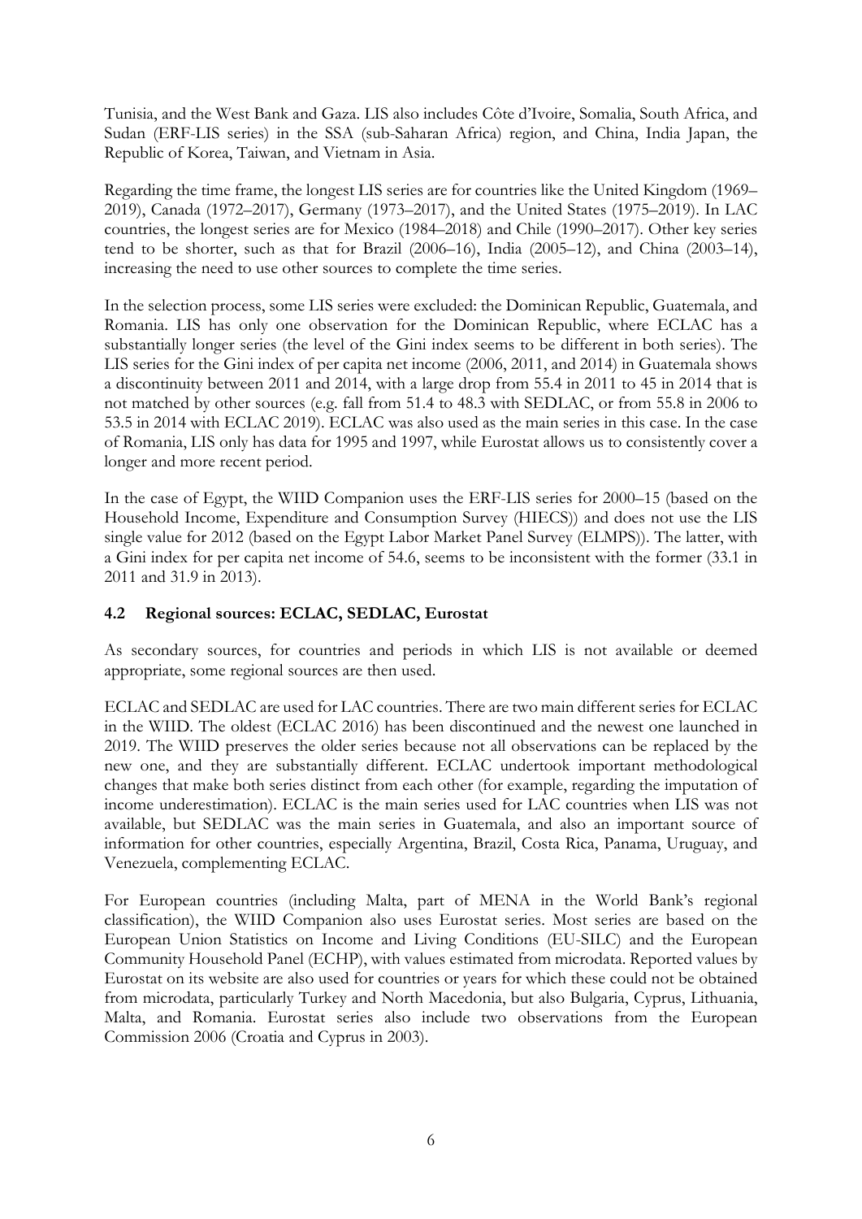Tunisia, and the West Bank and Gaza. LIS also includes Côte d'Ivoire, Somalia, South Africa, and Sudan (ERF-LIS series) in the SSA (sub-Saharan Africa) region, and China, India Japan, the Republic of Korea, Taiwan, and Vietnam in Asia.

Regarding the time frame, the longest LIS series are for countries like the United Kingdom (1969–2019), Canada (1972–2017), Germany (1973–2017), and the United States (1975–2019). In LAC countries, the longest series are for Mexico (1984–2018) and Chile (1990–2017). Other key series tend to be shorter, such as that for Brazil (2006–16), India (2005–12), and China (2003–14), increasing the need to use other sources to complete the time series.

In the selection process, some LIS series were excluded: the Dominican Republic, Guatemala, and Romania. LIS has only one observation for the Dominican Republic, where ECLAC has a substantially longer series (the level of the Gini index seems to be different in both series). The LIS series for the Gini index of per capita net income (2006, 2011, and 2014) in Guatemala shows a discontinuity between 2011 and 2014, with a large drop from 55.4 in 2011 to 45 in 2014 that is not matched by other sources (e.g. fall from 51.4 to 48.3 with SEDLAC, or from 55.8 in 2006 to 53.5 in 2014 with ECLAC 2019). ECLAC was also used as the main series in this case. In the case of Romania, LIS only has data for 1995 and 1997, while Eurostat allows us to consistently cover a longer and more recent period.

In the case of Egypt, the WIID Companion uses the ERF-LIS series for 2000–15 (based on the Household Income, Expenditure and Consumption Survey (HIECS)) and does not use the LIS single value for 2012 (based on the Egypt Labor Market Panel Survey (ELMPS)). The latter, with a Gini index for per capita net income of 54.6, seems to be inconsistent with the former (33.1 in 2011 and 31.9 in 2013).

## 4.2 Regional sources: ECLAC, SEDLAC, Eurostat

As secondary sources, for countries and periods in which LIS is not available or deemed appropriate, some regional sources are then used.

ECLAC and SEDLAC are used for LAC countries. There are two main different series for ECLAC in the WIID. The oldest (ECLAC 2016) has been discontinued and the newest one launched in 2019. The WIID preserves the older series because not all observations can be replaced by the new one, and they are substantially different. ECLAC undertook important methodological changes that make both series distinct from each other (for example, regarding the imputation of income underestimation). ECLAC is the main series used for LAC countries when LIS was not available, but SEDLAC was the main series in Guatemala, and also an important source of information for other countries, especially Argentina, Brazil, Costa Rica, Panama, Uruguay, and Venezuela, complementing ECLAC.

For European countries (including Malta, part of MENA in the World Bank's regional classification), the WIID Companion also uses Eurostat series. Most series are based on the European Union Statistics on Income and Living Conditions (EU-SILC) and the European Community Household Panel (ECHP), with values estimated from microdata. Reported values by Eurostat on its website are also used for countries or years for which these could not be obtained from microdata, particularly Turkey and North Macedonia, but also Bulgaria, Cyprus, Lithuania, Malta, and Romania. Eurostat series also include two observations from the European Commission 2006 (Croatia and Cyprus in 2003).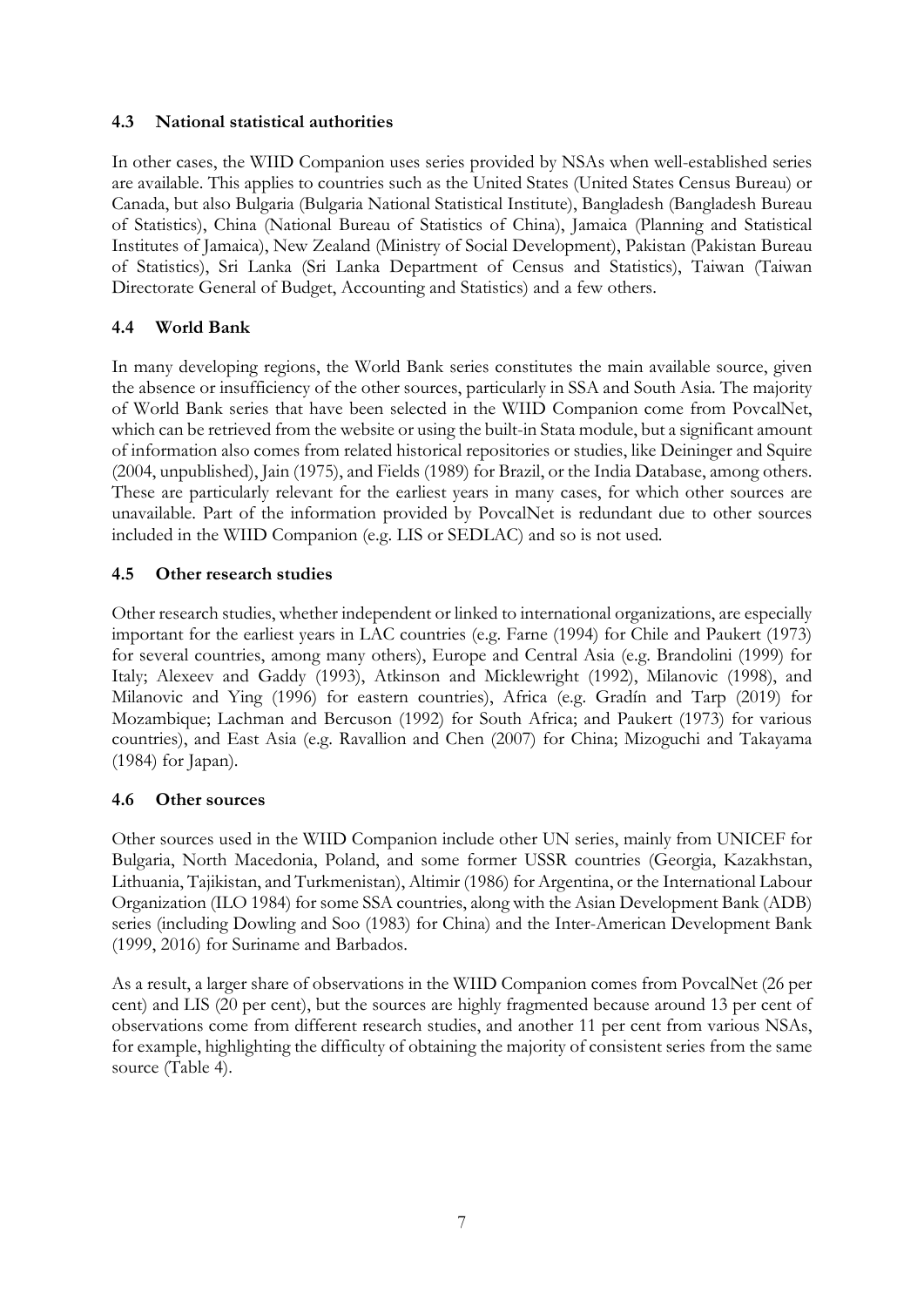### 4.3 National statistical authorities

In other cases, the WIID Companion uses series provided by NSAs when well-established series are available. This applies to countries such as the United States (United States Census Bureau) or Canada, but also Bulgaria (Bulgaria National Statistical Institute), Bangladesh (Bangladesh Bureau of Statistics), China (National Bureau of Statistics of China), Jamaica (Planning and Statistical Institutes of Jamaica), New Zealand (Ministry of Social Development), Pakistan (Pakistan Bureau of Statistics), Sri Lanka (Sri Lanka Department of Census and Statistics), Taiwan (Taiwan Directorate General of Budget, Accounting and Statistics) and a few others.

### 4.4 World Bank

In many developing regions, the World Bank series constitutes the main available source, given the absence or insufficiency of the other sources, particularly in SSA and South Asia. The majority of World Bank series that have been selected in the WIID Companion come from PovcalNet, which can be retrieved from the website or using the built-in Stata module, but a significant amount of information also comes from related historical repositories or studies, like Deininger and Squire (2004, unpublished), Jain (1975), and Fields (1989) for Brazil, or the India Database, among others. These are particularly relevant for the earliest years in many cases, for which other sources are unavailable. Part of the information provided by PovcalNet is redundant due to other sources included in the WIID Companion (e.g. LIS or SEDLAC) and so is not used.

### 4.5 Other research studies

Other research studies, whether independent or linked to international organizations, are especially important for the earliest years in LAC countries (e.g. Farne (1994) for Chile and Paukert (1973) for several countries, among many others), Europe and Central Asia (e.g. Brandolini (1999) for Italy; Alexeev and Gaddy (1993), Atkinson and Micklewright (1992), Milanovic (1998), and Milanovic and Ying (1996) for eastern countries), Africa (e.g. Gradín and Tarp (2019) for Mozambique; Lachman and Bercuson (1992) for South Africa; and Paukert (1973) for various countries), and East Asia (e.g. Ravallion and Chen (2007) for China; Mizoguchi and Takayama (1984) for Japan).

### 4.6 Other sources

Other sources used in the WIID Companion include other UN series, mainly from UNICEF for Bulgaria, North Macedonia, Poland, and some former USSR countries (Georgia, Kazakhstan, Lithuania, Tajikistan, and Turkmenistan), Altimir (1986) for Argentina, or the International Labour Organization (ILO 1984) for some SSA countries, along with the Asian Development Bank (ADB) series (including Dowling and Soo (1983) for China) and the Inter-American Development Bank (1999, 2016) for Suriname and Barbados.

As a result, a larger share of observations in the WIID Companion comes from PovcalNet (26 per cent) and LIS (20 per cent), but the sources are highly fragmented because around 13 per cent of observations come from different research studies, and another 11 per cent from various NSAs, for example, highlighting the difficulty of obtaining the majority of consistent series from the same source (Table 4).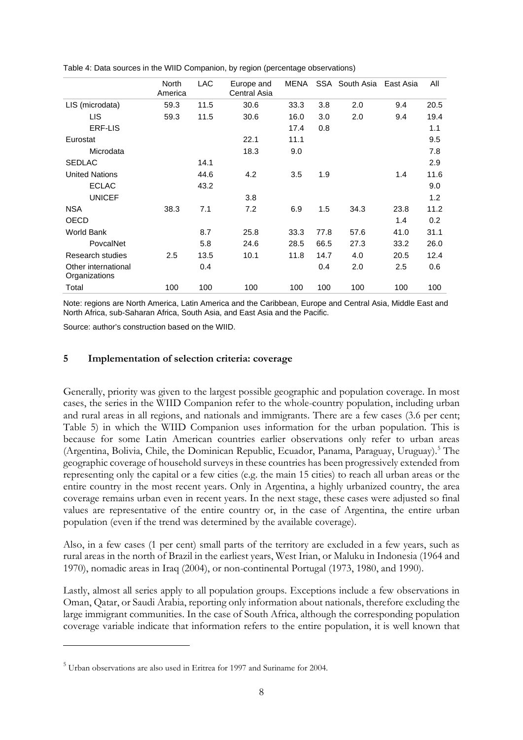Table 4: Data sources in the WIID Companion, by region (percentage observations)

| | North America | LAC | Europe and Central Asia | MENA | SSA | South Asia | East Asia | All |
|---|---|---|---|---|---|---|---|---|
| LIS (microdata) | 59.3 | 11.5 | 30.6 | 33.3 | 3.8 | 2.0 | 9.4 | 20.5 |
| LIS | 59.3 | 11.5 | 30.6 | 16.0 | 3.0 | 2.0 | 9.4 | 19.4 |
| ERF-LIS | | | | 17.4 | 0.8 | | | 1.1 |
| Eurostat | | | 22.1 | 11.1 | | | | 9.5 |
| Microdata | | | 18.3 | 9.0 | | | | 7.8 |
| SEDLAC | | 14.1 | | | | | | 2.9 |
| United Nations | | 44.6 | 4.2 | 3.5 | 1.9 | | 1.4 | 11.6 |
| ECLAC | | 43.2 | | | | | | 9.0 |
| UNICEF | | | 3.8 | | | | | 1.2 |
| NSA | 38.3 | 7.1 | 7.2 | 6.9 | 1.5 | 34.3 | 23.8 | 11.2 |
| OECD | | | | | | | 1.4 | 0.2 |
| World Bank | | 8.7 | 25.8 | 33.3 | 77.8 | 57.6 | 41.0 | 31.1 |
| PovcalNet | | 5.8 | 24.6 | 28.5 | 66.5 | 27.3 | 33.2 | 26.0 |
| Research studies | 2.5 | 13.5 | 10.1 | 11.8 | 14.7 | 4.0 | 20.5 | 12.4 |
| Other international Organizations | | 0.4 | | | 0.4 | 2.0 | 2.5 | 0.6 |
| Total | 100 | 100 | 100 | 100 | 100 | 100 | 100 | 100 |

Note: regions are North America, Latin America and the Caribbean, Europe and Central Asia, Middle East and North Africa, sub-Saharan Africa, South Asia, and East Asia and the Pacific.

Source: author's construction based on the WIID.

## 5 Implementation of selection criteria: coverage

Generally, priority was given to the largest possible geographic and population coverage. In most cases, the series in the WIID Companion refer to the whole-country population, including urban and rural areas in all regions, and nationals and immigrants. There are a few cases (3.6 per cent; Table 5) in which the WIID Companion uses information for the urban population. This is because for some Latin American countries earlier observations only refer to urban areas (Argentina, Bolivia, Chile, the Dominican Republic, Ecuador, Panama, Paraguay, Uruguay).[5] The geographic coverage of household surveys in these countries has been progressively extended from representing only the capital or a few cities (e.g. the main 15 cities) to reach all urban areas or the entire country in the most recent years. Only in Argentina, a highly urbanized country, the area coverage remains urban even in recent years. In the next stage, these cases were adjusted so final values are representative of the entire country or, in the case of Argentina, the entire urban population (even if the trend was determined by the available coverage).

Also, in a few cases (1 per cent) small parts of the territory are excluded in a few years, such as rural areas in the north of Brazil in the earliest years, West Irian, or Maluku in Indonesia (1964 and 1970), nomadic areas in Iraq (2004), or non-continental Portugal (1973, 1980, and 1990).

Lastly, almost all series apply to all population groups. Exceptions include a few observations in Oman, Qatar, or Saudi Arabia, reporting only information about nationals, therefore excluding the large immigrant communities. In the case of South Africa, although the corresponding population coverage variable indicate that information refers to the entire population, it is well known that

[5] Urban observations are also used in Eritrea for 1997 and Suriname for 2004.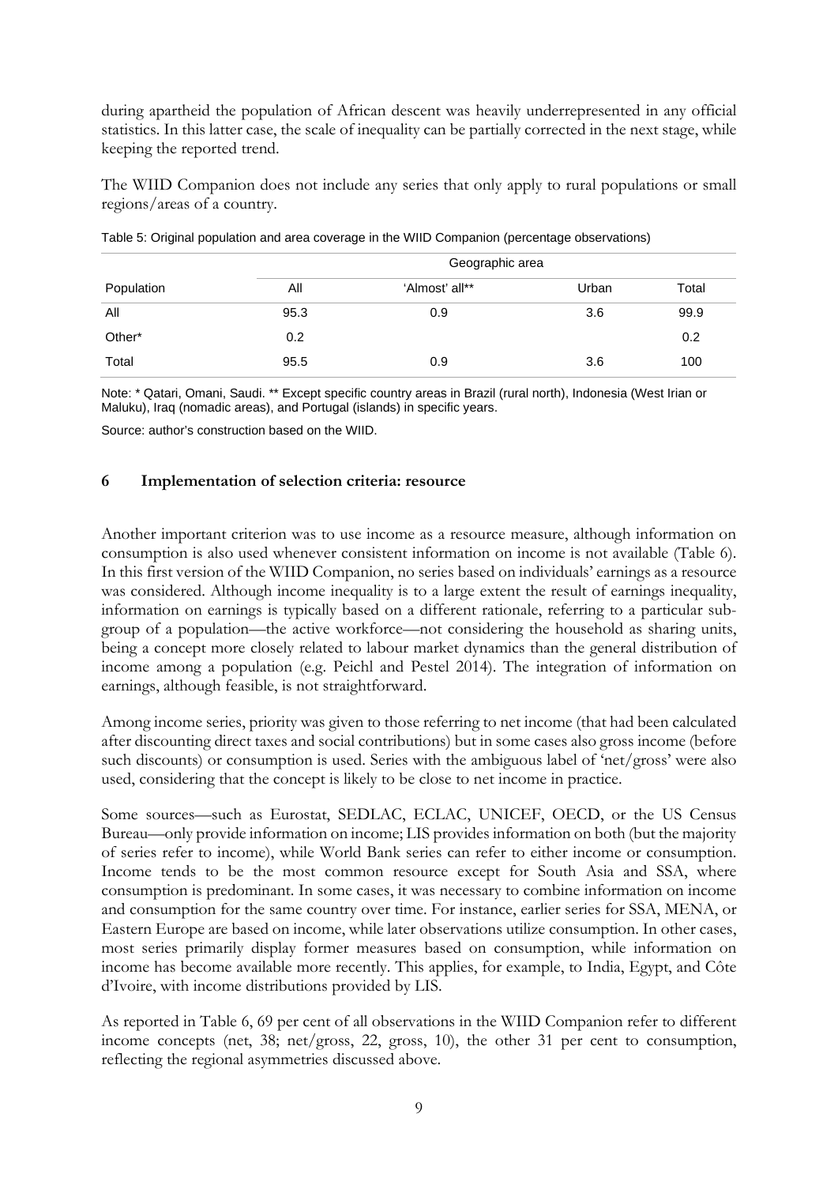during apartheid the population of African descent was heavily underrepresented in any official statistics. In this latter case, the scale of inequality can be partially corrected in the next stage, while keeping the reported trend.

The WIID Companion does not include any series that only apply to rural populations or small regions/areas of a country.

Table 5: Original population and area coverage in the WIID Companion (percentage observations)

| | Geographic area | | | |
|---|---|---|---|---|
| Population | All | 'Almost' all** | Urban | Total |
| All | 95.3 | 0.9 | 3.6 | 99.9 |
| Other* | 0.2 | | | 0.2 |
| Total | 95.5 | 0.9 | 3.6 | 100 |

Note: * Qatari, Omani, Saudi. ** Except specific country areas in Brazil (rural north), Indonesia (West Irian or Maluku), Iraq (nomadic areas), and Portugal (islands) in specific years.

Source: author's construction based on the WIID.

## 6 Implementation of selection criteria: resource

Another important criterion was to use income as a resource measure, although information on consumption is also used whenever consistent information on income is not available (Table 6). In this first version of the WIID Companion, no series based on individuals' earnings as a resource was considered. Although income inequality is to a large extent the result of earnings inequality, information on earnings is typically based on a different rationale, referring to a particular subgroup of a population—the active workforce—not considering the household as sharing units, being a concept more closely related to labour market dynamics than the general distribution of income among a population (e.g. Peichl and Pestel 2014). The integration of information on earnings, although feasible, is not straightforward.

Among income series, priority was given to those referring to net income (that had been calculated after discounting direct taxes and social contributions) but in some cases also gross income (before such discounts) or consumption is used. Series with the ambiguous label of 'net/gross' were also used, considering that the concept is likely to be close to net income in practice.

Some sources—such as Eurostat, SEDLAC, ECLAC, UNICEF, OECD, or the US Census Bureau—only provide information on income; LIS provides information on both (but the majority of series refer to income), while World Bank series can refer to either income or consumption. Income tends to be the most common resource except for South Asia and SSA, where consumption is predominant. In some cases, it was necessary to combine information on income and consumption for the same country over time. For instance, earlier series for SSA, MENA, or Eastern Europe are based on income, while later observations utilize consumption. In other cases, most series primarily display former measures based on consumption, while information on income has become available more recently. This applies, for example, to India, Egypt, and Côte d'Ivoire, with income distributions provided by LIS.

As reported in Table 6, 69 per cent of all observations in the WIID Companion refer to different income concepts (net, 38; net/gross, 22, gross, 10), the other 31 per cent to consumption, reflecting the regional asymmetries discussed above.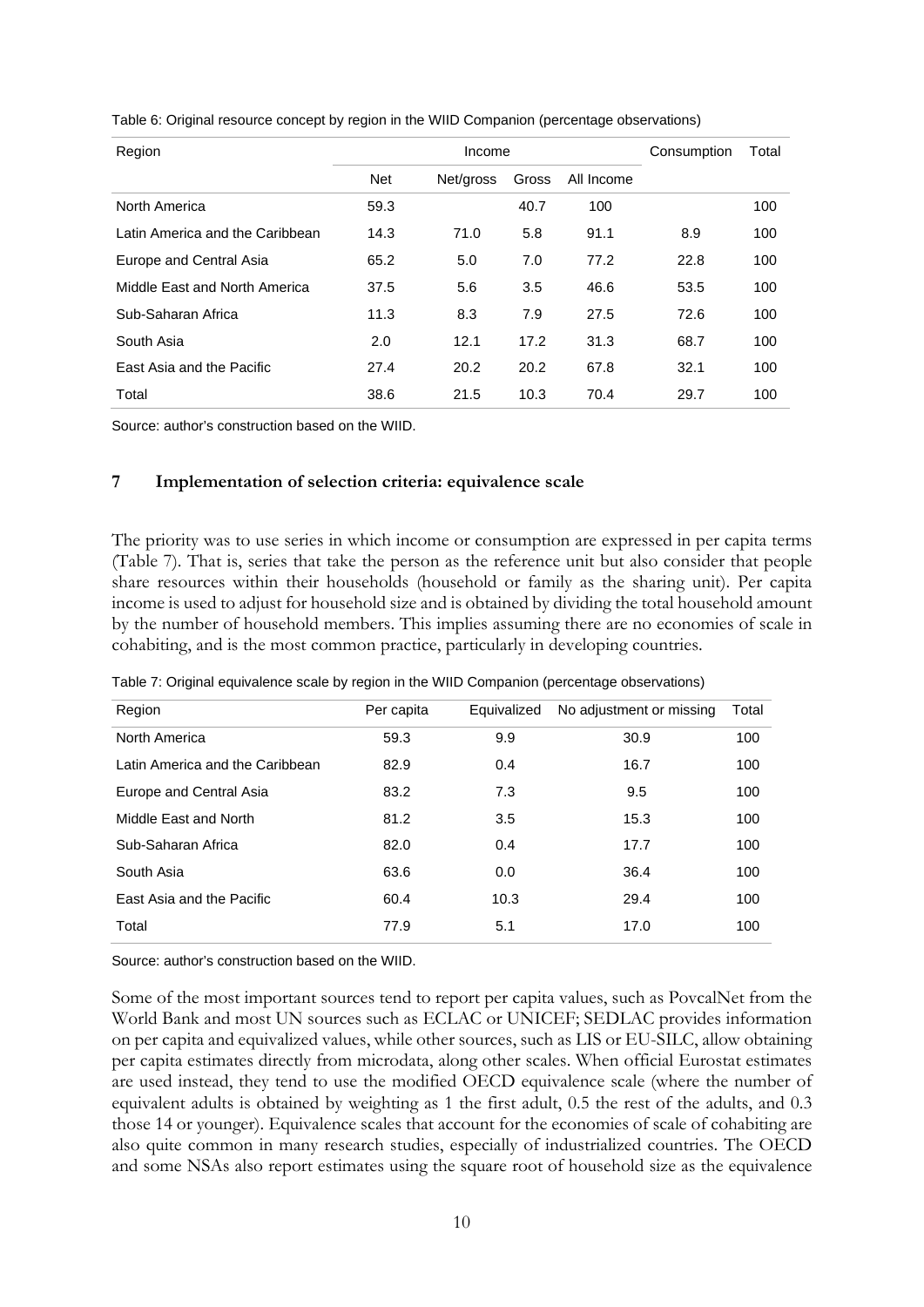Table 6: Original resource concept by region in the WIID Companion (percentage observations)

| Region | Income | | | | Consumption | Total |
|---|---|---|---|---|---|---|
| | Net | Net/gross | Gross | All Income | | |
| North America | 59.3 | | 40.7 | 100 | | 100 |
| Latin America and the Caribbean | 14.3 | 71.0 | 5.8 | 91.1 | 8.9 | 100 |
| Europe and Central Asia | 65.2 | 5.0 | 7.0 | 77.2 | 22.8 | 100 |
| Middle East and North America | 37.5 | 5.6 | 3.5 | 46.6 | 53.5 | 100 |
| Sub-Saharan Africa | 11.3 | 8.3 | 7.9 | 27.5 | 72.6 | 100 |
| South Asia | 2.0 | 12.1 | 17.2 | 31.3 | 68.7 | 100 |
| East Asia and the Pacific | 27.4 | 20.2 | 20.2 | 67.8 | 32.1 | 100 |
| Total | 38.6 | 21.5 | 10.3 | 70.4 | 29.7 | 100 |

Source: author's construction based on the WIID.

## 7 Implementation of selection criteria: equivalence scale

The priority was to use series in which income or consumption are expressed in per capita terms (Table 7). That is, series that take the person as the reference unit but also consider that people share resources within their households (household or family as the sharing unit). Per capita income is used to adjust for household size and is obtained by dividing the total household amount by the number of household members. This implies assuming there are no economies of scale in cohabiting, and is the most common practice, particularly in developing countries.

Table 7: Original equivalence scale by region in the WIID Companion (percentage observations)

| Region | Per capita | Equivalized | No adjustment or missing | Total |
|---|---|---|---|---|
| North America | 59.3 | 9.9 | 30.9 | 100 |
| Latin America and the Caribbean | 82.9 | 0.4 | 16.7 | 100 |
| Europe and Central Asia | 83.2 | 7.3 | 9.5 | 100 |
| Middle East and North | 81.2 | 3.5 | 15.3 | 100 |
| Sub-Saharan Africa | 82.0 | 0.4 | 17.7 | 100 |
| South Asia | 63.6 | 0.0 | 36.4 | 100 |
| East Asia and the Pacific | 60.4 | 10.3 | 29.4 | 100 |
| Total | 77.9 | 5.1 | 17.0 | 100 |

Source: author's construction based on the WIID.

Some of the most important sources tend to report per capita values, such as PovcalNet from the World Bank and most UN sources such as ECLAC or UNICEF; SEDLAC provides information on per capita and equivalized values, while other sources, such as LIS or EU-SILC, allow obtaining per capita estimates directly from microdata, along other scales. When official Eurostat estimates are used instead, they tend to use the modified OECD equivalence scale (where the number of equivalent adults is obtained by weighting as 1 the first adult, 0.5 the rest of the adults, and 0.3 those 14 or younger). Equivalence scales that account for the economies of scale of cohabiting are also quite common in many research studies, especially of industrialized countries. The OECD and some NSAs also report estimates using the square root of household size as the equivalence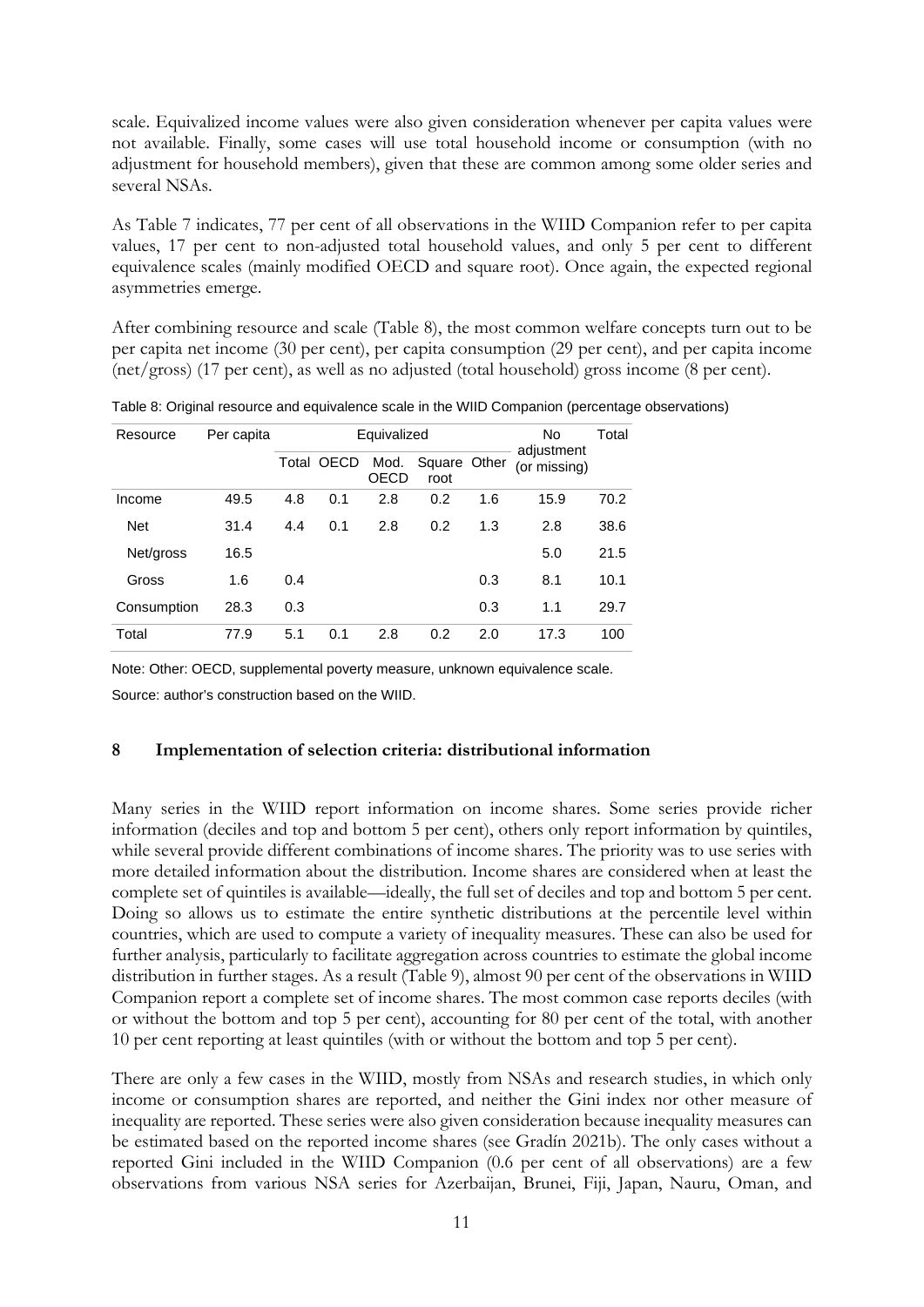scale. Equivalized income values were also given consideration whenever per capita values were not available. Finally, some cases will use total household income or consumption (with no adjustment for household members), given that these are common among some older series and several NSAs.

As Table 7 indicates, 77 per cent of all observations in the WIID Companion refer to per capita values, 17 per cent to non-adjusted total household values, and only 5 per cent to different equivalence scales (mainly modified OECD and square root). Once again, the expected regional asymmetries emerge.

After combining resource and scale (Table 8), the most common welfare concepts turn out to be per capita net income (30 per cent), per capita consumption (29 per cent), and per capita income (net/gross) (17 per cent), as well as no adjusted (total household) gross income (8 per cent).

Table 8: Original resource and equivalence scale in the WIID Companion (percentage observations)

| Resource | Per capita | Equivalized | | | | | No adjustment (or missing) | Total |
|---|---|---|---|---|---|---|---|---|
| | | Total | OECD | Mod. OECD | Square root | Other | | |
| Income | 49.5 | 4.8 | 0.1 | 2.8 | 0.2 | 1.6 | 15.9 | 70.2 |
| Net | 31.4 | 4.4 | 0.1 | 2.8 | 0.2 | 1.3 | 2.8 | 38.6 |
| Net/gross | 16.5 | | | | | | 5.0 | 21.5 |
| Gross | 1.6 | 0.4 | | | | 0.3 | 8.1 | 10.1 |
| Consumption | 28.3 | 0.3 | | | | 0.3 | 1.1 | 29.7 |
| Total | 77.9 | 5.1 | 0.1 | 2.8 | 0.2 | 2.0 | 17.3 | 100 |

Note: Other: OECD, supplemental poverty measure, unknown equivalence scale.

Source: author's construction based on the WIID.

## 8 Implementation of selection criteria: distributional information

Many series in the WIID report information on income shares. Some series provide richer information (deciles and top and bottom 5 per cent), others only report information by quintiles, while several provide different combinations of income shares. The priority was to use series with more detailed information about the distribution. Income shares are considered when at least the complete set of quintiles is available—ideally, the full set of deciles and top and bottom 5 per cent. Doing so allows us to estimate the entire synthetic distributions at the percentile level within countries, which are used to compute a variety of inequality measures. These can also be used for further analysis, particularly to facilitate aggregation across countries to estimate the global income distribution in further stages. As a result (Table 9), almost 90 per cent of the observations in WIID Companion report a complete set of income shares. The most common case reports deciles (with or without the bottom and top 5 per cent), accounting for 80 per cent of the total, with another 10 per cent reporting at least quintiles (with or without the bottom and top 5 per cent).

There are only a few cases in the WIID, mostly from NSAs and research studies, in which only income or consumption shares are reported, and neither the Gini index nor other measure of inequality are reported. These series were also given consideration because inequality measures can be estimated based on the reported income shares (see Gradín 2021b). The only cases without a reported Gini included in the WIID Companion (0.6 per cent of all observations) are a few observations from various NSA series for Azerbaijan, Brunei, Fiji, Japan, Nauru, Oman, and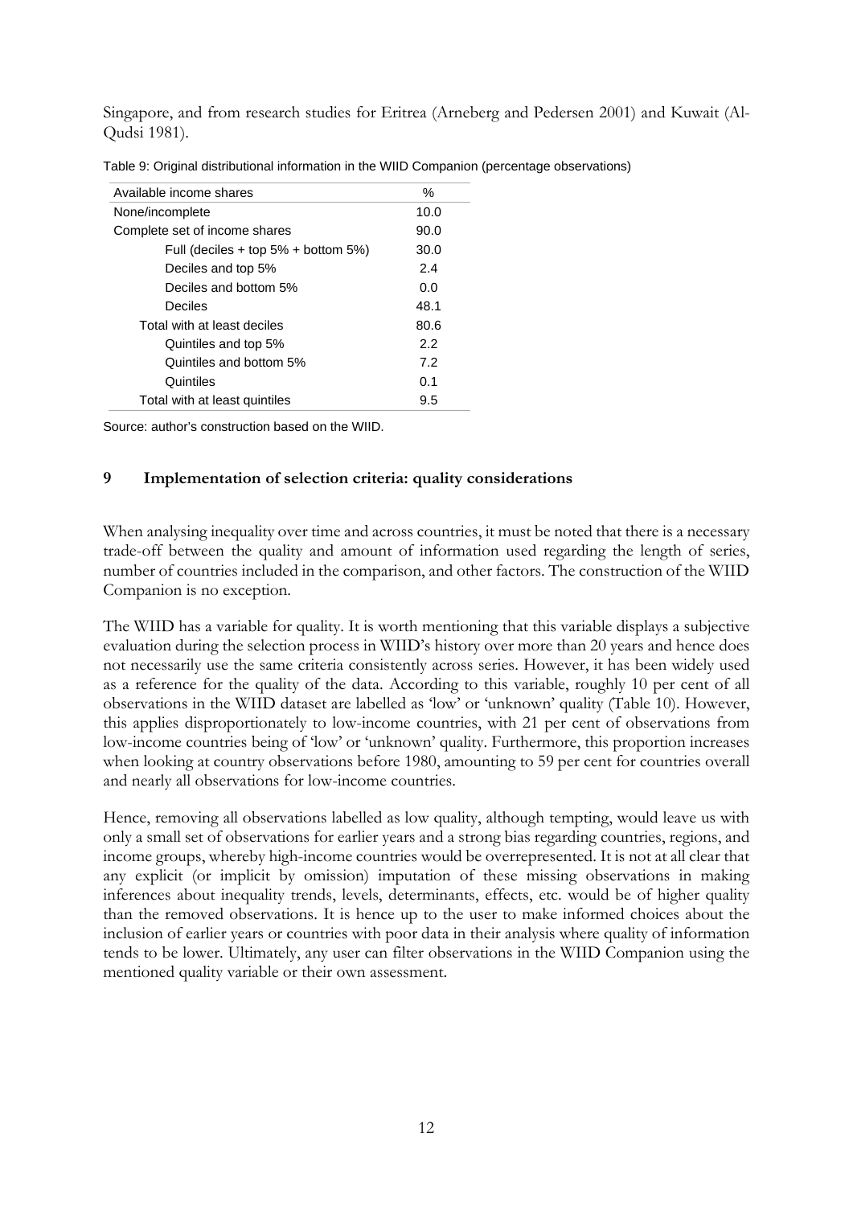Singapore, and from research studies for Eritrea (Arneberg and Pedersen 2001) and Kuwait (Al-Qudsi 1981).

Table 9: Original distributional information in the WIID Companion (percentage observations)

| Available income shares | % |
|---|---|
| None/incomplete | 10.0 |
| Complete set of income shares | 90.0 |
| Full (deciles + top 5% + bottom 5%) | 30.0 |
| Deciles and top 5% | 2.4 |
| Deciles and bottom 5% | 0.0 |
| Deciles | 48.1 |
| Total with at least deciles | 80.6 |
| Quintiles and top 5% | 2.2 |
| Quintiles and bottom 5% | 7.2 |
| Quintiles | 0.1 |
| Total with at least quintiles | 9.5 |

Source: author's construction based on the WIID.

## 9 Implementation of selection criteria: quality considerations

When analysing inequality over time and across countries, it must be noted that there is a necessary trade-off between the quality and amount of information used regarding the length of series, number of countries included in the comparison, and other factors. The construction of the WIID Companion is no exception.

The WIID has a variable for quality. It is worth mentioning that this variable displays a subjective evaluation during the selection process in WIID's history over more than 20 years and hence does not necessarily use the same criteria consistently across series. However, it has been widely used as a reference for the quality of the data. According to this variable, roughly 10 per cent of all observations in the WIID dataset are labelled as 'low' or 'unknown' quality (Table 10). However, this applies disproportionately to low-income countries, with 21 per cent of observations from low-income countries being of 'low' or 'unknown' quality. Furthermore, this proportion increases when looking at country observations before 1980, amounting to 59 per cent for countries overall and nearly all observations for low-income countries.

Hence, removing all observations labelled as low quality, although tempting, would leave us with only a small set of observations for earlier years and a strong bias regarding countries, regions, and income groups, whereby high-income countries would be overrepresented. It is not at all clear that any explicit (or implicit by omission) imputation of these missing observations in making inferences about inequality trends, levels, determinants, effects, etc. would be of higher quality than the removed observations. It is hence up to the user to make informed choices about the inclusion of earlier years or countries with poor data in their analysis where quality of information tends to be lower. Ultimately, any user can filter observations in the WIID Companion using the mentioned quality variable or their own assessment.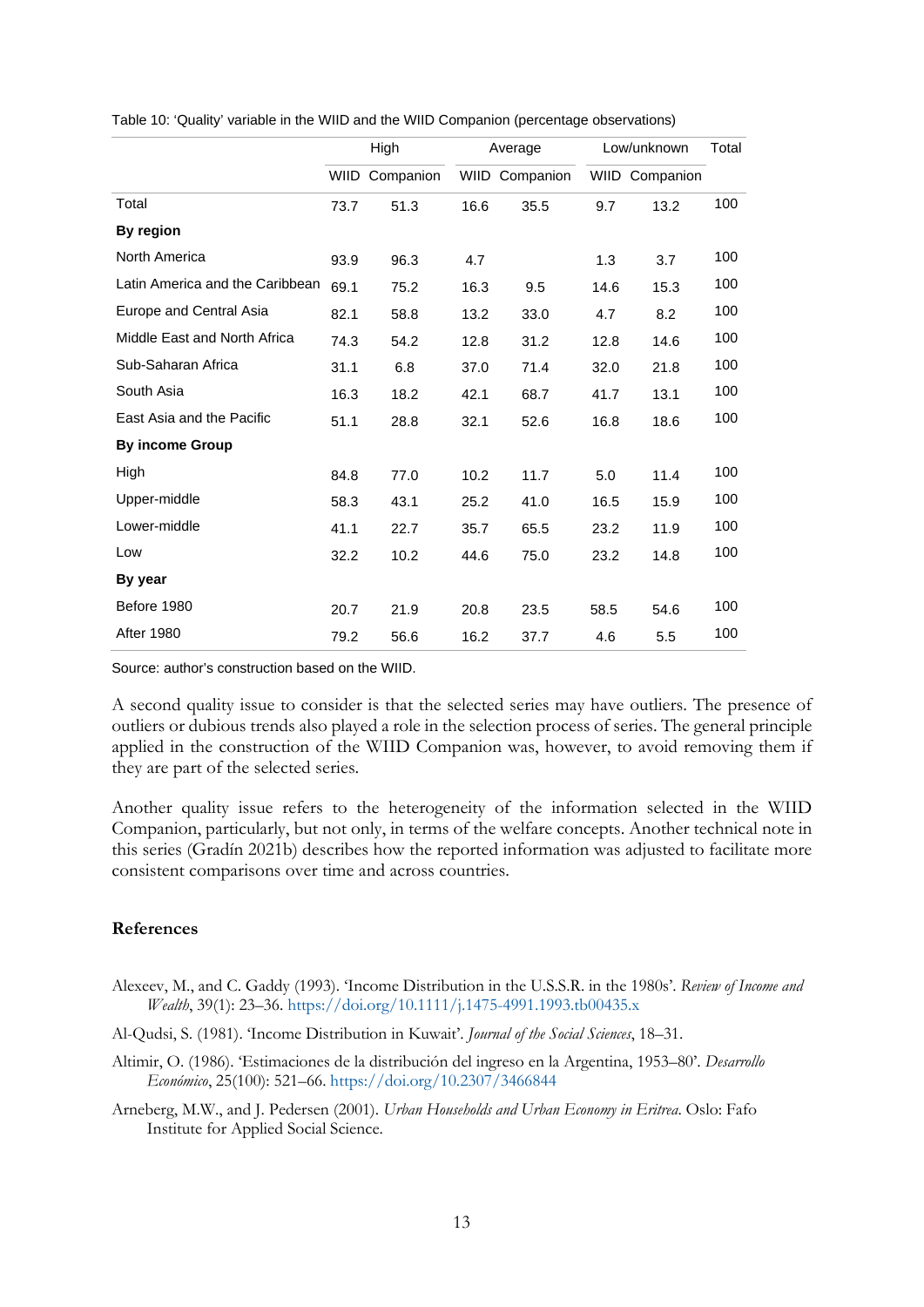Table 10: 'Quality' variable in the WIID and the WIID Companion (percentage observations)

| | High | | Average | | Low/unknown | | Total |
|---|---|---|---|---|---|---|---|
| | WIID | Companion | WIID | Companion | WIID | Companion | |
| Total | 73.7 | 51.3 | 16.6 | 35.5 | 9.7 | 13.2 | 100 |
| **By region** | | | | | | | |
| North America | 93.9 | 96.3 | 4.7 | | 1.3 | 3.7 | 100 |
| Latin America and the Caribbean | 69.1 | 75.2 | 16.3 | 9.5 | 14.6 | 15.3 | 100 |
| Europe and Central Asia | 82.1 | 58.8 | 13.2 | 33.0 | 4.7 | 8.2 | 100 |
| Middle East and North Africa | 74.3 | 54.2 | 12.8 | 31.2 | 12.8 | 14.6 | 100 |
| Sub-Saharan Africa | 31.1 | 6.8 | 37.0 | 71.4 | 32.0 | 21.8 | 100 |
| South Asia | 16.3 | 18.2 | 42.1 | 68.7 | 41.7 | 13.1 | 100 |
| East Asia and the Pacific | 51.1 | 28.8 | 32.1 | 52.6 | 16.8 | 18.6 | 100 |
| **By income Group** | | | | | | | |
| High | 84.8 | 77.0 | 10.2 | 11.7 | 5.0 | 11.4 | 100 |
| Upper-middle | 58.3 | 43.1 | 25.2 | 41.0 | 16.5 | 15.9 | 100 |
| Lower-middle | 41.1 | 22.7 | 35.7 | 65.5 | 23.2 | 11.9 | 100 |
| Low | 32.2 | 10.2 | 44.6 | 75.0 | 23.2 | 14.8 | 100 |
| **By year** | | | | | | | |
| Before 1980 | 20.7 | 21.9 | 20.8 | 23.5 | 58.5 | 54.6 | 100 |
| After 1980 | 79.2 | 56.6 | 16.2 | 37.7 | 4.6 | 5.5 | 100 |

Source: author's construction based on the WIID.

A second quality issue to consider is that the selected series may have outliers. The presence of outliers or dubious trends also played a role in the selection process of series. The general principle applied in the construction of the WIID Companion was, however, to avoid removing them if they are part of the selected series.

Another quality issue refers to the heterogeneity of the information selected in the WIID Companion, particularly, but not only, in terms of the welfare concepts. Another technical note in this series (Gradín 2021b) describes how the reported information was adjusted to facilitate more consistent comparisons over time and across countries.

## References

Alexeev, M., and C. Gaddy (1993). 'Income Distribution in the U.S.S.R. in the 1980s'. *Review of Income and Wealth*, 39(1): 23–36. https://doi.org/10.1111/j.1475-4991.1993.tb00435.x

Al-Qudsi, S. (1981). 'Income Distribution in Kuwait'. *Journal of the Social Sciences*, 18–31.

Altimir, O. (1986). 'Estimaciones de la distribución del ingreso en la Argentina, 1953–80'. *Desarrollo Económico*, 25(100): 521–66. https://doi.org/10.2307/3466844

Arneberg, M.W., and J. Pedersen (2001). *Urban Households and Urban Economy in Eritrea*. Oslo: Fafo Institute for Applied Social Science.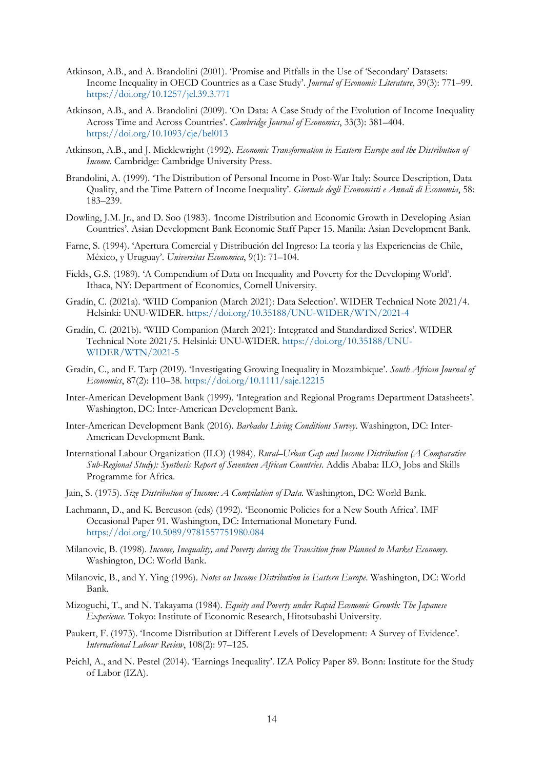Atkinson, A.B., and A. Brandolini (2001). 'Promise and Pitfalls in the Use of 'Secondary' Datasets: Income Inequality in OECD Countries as a Case Study'. *Journal of Economic Literature*, 39(3): 771–99. https://doi.org/10.1257/jel.39.3.771

Atkinson, A.B., and A. Brandolini (2009). 'On Data: A Case Study of the Evolution of Income Inequality Across Time and Across Countries'. *Cambridge Journal of Economics*, 33(3): 381–404. https://doi.org/10.1093/cje/bel013

Atkinson, A.B., and J. Micklewright (1992). *Economic Transformation in Eastern Europe and the Distribution of Income*. Cambridge: Cambridge University Press.

Brandolini, A. (1999). 'The Distribution of Personal Income in Post-War Italy: Source Description, Data Quality, and the Time Pattern of Income Inequality'. *Giornale degli Economisti e Annali di Economia*, 58: 183–239.

Dowling, J.M. Jr., and D. Soo (1983). 'Income Distribution and Economic Growth in Developing Asian Countries'. Asian Development Bank Economic Staff Paper 15. Manila: Asian Development Bank.

Farne, S. (1994). 'Apertura Comercial y Distribución del Ingreso: La teoría y las Experiencias de Chile, México, y Uruguay'. *Universitas Economica*, 9(1): 71–104.

Fields, G.S. (1989). 'A Compendium of Data on Inequality and Poverty for the Developing World'. Ithaca, NY: Department of Economics, Cornell University.

Gradín, C. (2021a). 'WIID Companion (March 2021): Data Selection'. WIDER Technical Note 2021/4. Helsinki: UNU-WIDER. https://doi.org/10.35188/UNU-WIDER/WTN/2021-4

Gradín, C. (2021b). 'WIID Companion (March 2021): Integrated and Standardized Series'. WIDER Technical Note 2021/5. Helsinki: UNU-WIDER. https://doi.org/10.35188/UNU-WIDER/WTN/2021-5

Gradín, C., and F. Tarp (2019). 'Investigating Growing Inequality in Mozambique'. *South African Journal of Economics*, 87(2): 110–38. https://doi.org/10.1111/saje.12215

Inter-American Development Bank (1999). 'Integration and Regional Programs Department Datasheets'. Washington, DC: Inter-American Development Bank.

Inter-American Development Bank (2016). *Barbados Living Conditions Survey*. Washington, DC: Inter-American Development Bank.

International Labour Organization (ILO) (1984). *Rural–Urban Gap and Income Distribution (A Comparative Sub-Regional Study): Synthesis Report of Seventeen African Countries*. Addis Ababa: ILO, Jobs and Skills Programme for Africa.

Jain, S. (1975). *Size Distribution of Income: A Compilation of Data*. Washington, DC: World Bank.

Lachmann, D., and K. Bercuson (eds) (1992). 'Economic Policies for a New South Africa'. IMF Occasional Paper 91. Washington, DC: International Monetary Fund. https://doi.org/10.5089/9781557751980.084

Milanovic, B. (1998). *Income, Inequality, and Poverty during the Transition from Planned to Market Economy*. Washington, DC: World Bank.

Milanovic, B., and Y. Ying (1996). *Notes on Income Distribution in Eastern Europe*. Washington, DC: World Bank.

Mizoguchi, T., and N. Takayama (1984). *Equity and Poverty under Rapid Economic Growth: The Japanese Experience*. Tokyo: Institute of Economic Research, Hitotsubashi University.

Paukert, F. (1973). 'Income Distribution at Different Levels of Development: A Survey of Evidence'. *International Labour Review*, 108(2): 97–125.

Peichl, A., and N. Pestel (2014). 'Earnings Inequality'. IZA Policy Paper 89. Bonn: Institute for the Study of Labor (IZA).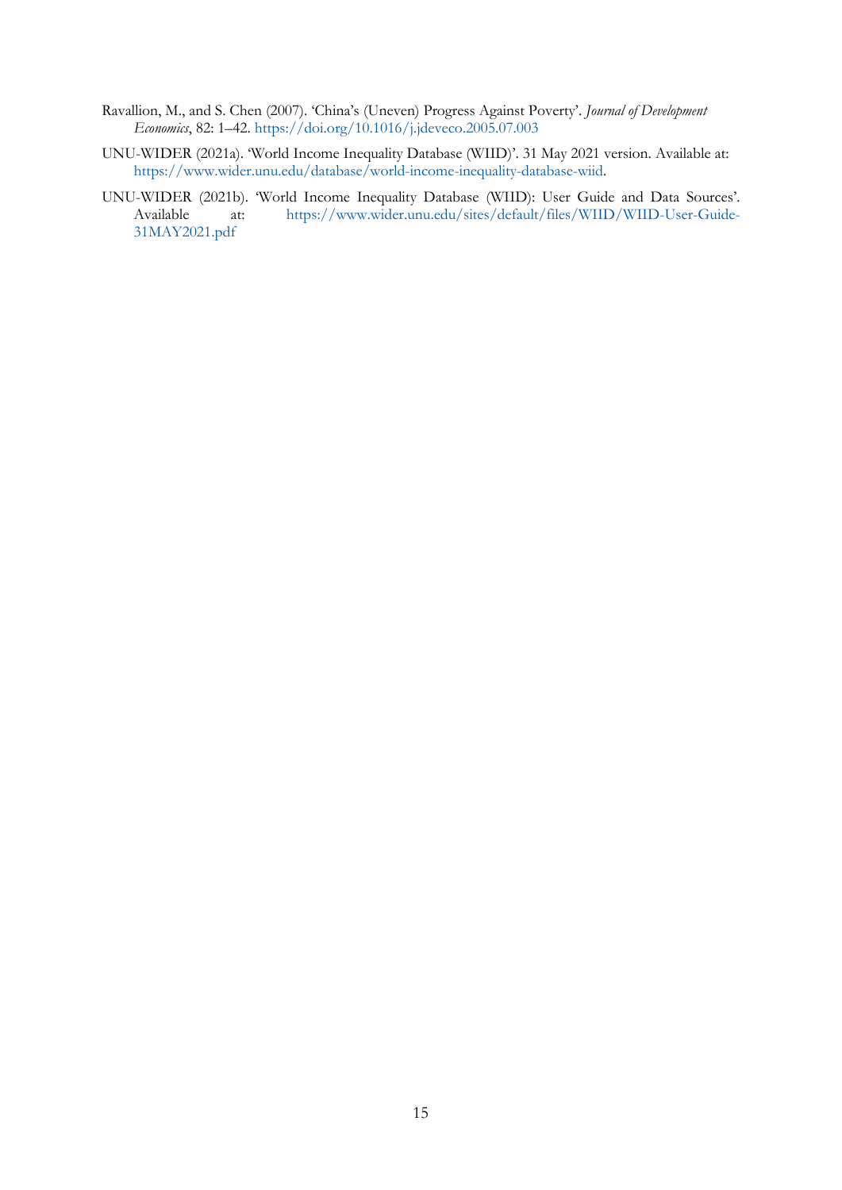Ravallion, M., and S. Chen (2007). 'China's (Uneven) Progress Against Poverty'. *Journal of Development Economics*, 82: 1–42. https://doi.org/10.1016/j.jdeveco.2005.07.003

UNU-WIDER (2021a). 'World Income Inequality Database (WIID)'. 31 May 2021 version. Available at: https://www.wider.unu.edu/database/world-income-inequality-database-wiid.

UNU-WIDER (2021b). 'World Income Inequality Database (WIID): User Guide and Data Sources'. Available at: https://www.wider.unu.edu/sites/default/files/WIID/WIID-User-Guide-31MAY2021.pdf